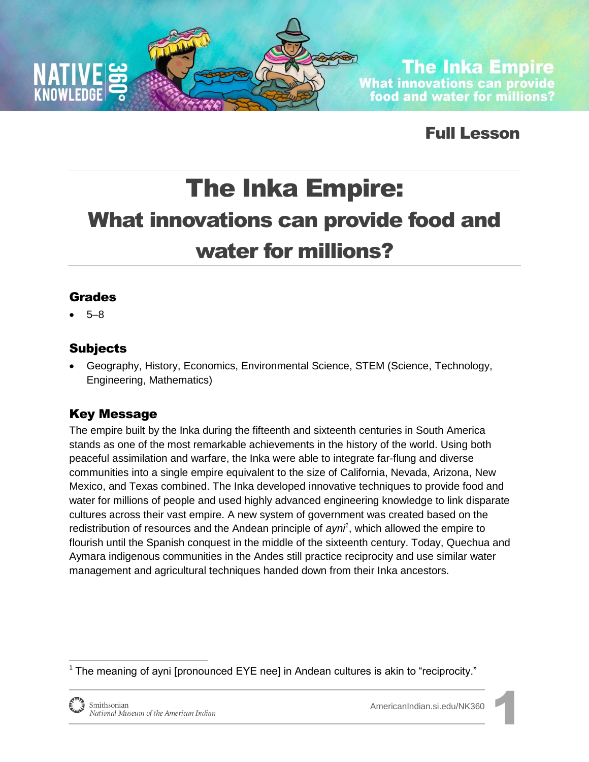# The Inka Empire: What innovations can provide food and water for millions?

**Full Lesson**

## Grades

- 5–8

## Subjects

- Geography, History, Economics, Environmental Science, STEM (Science, Technology, Engineering, Mathematics)

## Key Message

The empire built by the Inka during the fifteenth and sixteenth centuries in South America stands as one of the most remarkable achievements in the history of the world. Using both peaceful assimilation and warfare, the Inka were able to integrate far-flung and diverse communities into a single empire equivalent to the size of California, Nevada, Arizona, New Mexico, and Texas combined. The Inka developed innovative techniques to provide food and water for millions of people and used highly advanced engineering knowledge to link disparate cultures across their vast empire. A new system of government was created based on the redistribution of resources and the Andean principle of *ayni*[1], which allowed the empire to flourish until the Spanish conquest in the middle of the sixteenth century. Today, Quechua and Aymara indigenous communities in the Andes still practice reciprocity and use similar water management and agricultural techniques handed down from their Inka ancestors.

---

[1] The meaning of ayni [pronounced EYE nee] in Andean cultures is akin to "reciprocity."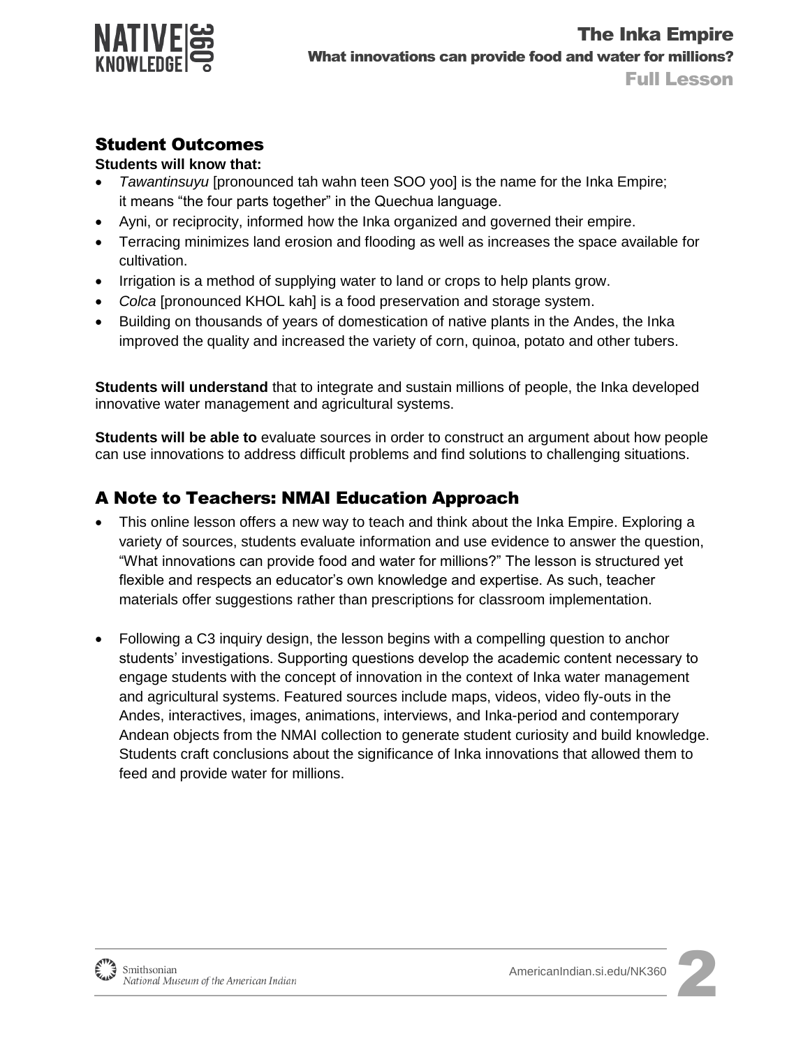## Student Outcomes

**Students will know that:**

- *Tawantinsuyu* [pronounced tah wahn teen SOO yoo] is the name for the Inka Empire; it means "the four parts together" in the Quechua language.
- Ayni, or reciprocity, informed how the Inka organized and governed their empire.
- Terracing minimizes land erosion and flooding as well as increases the space available for cultivation.
- Irrigation is a method of supplying water to land or crops to help plants grow.
- *Colca* [pronounced KHOL kah] is a food preservation and storage system.
- Building on thousands of years of domestication of native plants in the Andes, the Inka improved the quality and increased the variety of corn, quinoa, potato and other tubers.

**Students will understand** that to integrate and sustain millions of people, the Inka developed innovative water management and agricultural systems.

**Students will be able to** evaluate sources in order to construct an argument about how people can use innovations to address difficult problems and find solutions to challenging situations.

## A Note to Teachers: NMAI Education Approach

- This online lesson offers a new way to teach and think about the Inka Empire. Exploring a variety of sources, students evaluate information and use evidence to answer the question, "What innovations can provide food and water for millions?" The lesson is structured yet flexible and respects an educator's own knowledge and expertise. As such, teacher materials offer suggestions rather than prescriptions for classroom implementation.

- Following a C3 inquiry design, the lesson begins with a compelling question to anchor students' investigations. Supporting questions develop the academic content necessary to engage students with the concept of innovation in the context of Inka water management and agricultural systems. Featured sources include maps, videos, video fly-outs in the Andes, interactives, images, animations, interviews, and Inka-period and contemporary Andean objects from the NMAI collection to generate student curiosity and build knowledge. Students craft conclusions about the significance of Inka innovations that allowed them to feed and provide water for millions.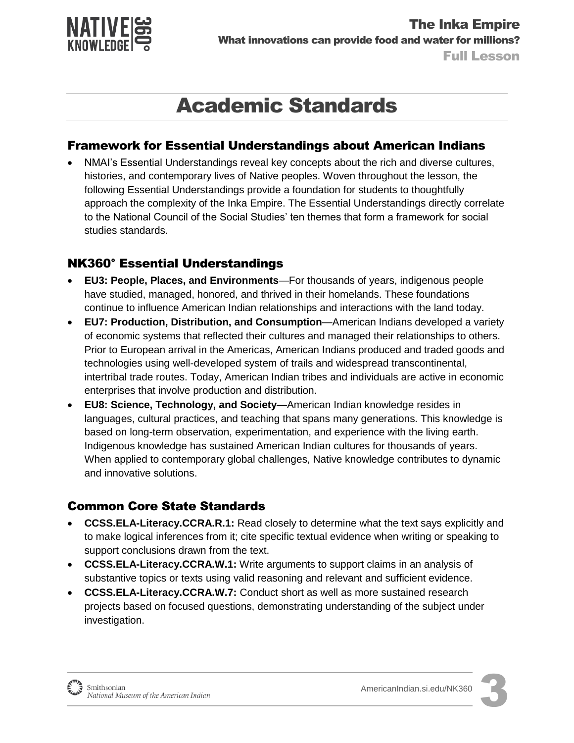# Academic Standards

## Framework for Essential Understandings about American Indians

- NMAI's Essential Understandings reveal key concepts about the rich and diverse cultures, histories, and contemporary lives of Native peoples. Woven throughout the lesson, the following Essential Understandings provide a foundation for students to thoughtfully approach the complexity of the Inka Empire. The Essential Understandings directly correlate to the National Council of the Social Studies' ten themes that form a framework for social studies standards.

## NK360° Essential Understandings

- **EU3: People, Places, and Environments**—For thousands of years, indigenous people have studied, managed, honored, and thrived in their homelands. These foundations continue to influence American Indian relationships and interactions with the land today.
- **EU7: Production, Distribution, and Consumption**—American Indians developed a variety of economic systems that reflected their cultures and managed their relationships to others. Prior to European arrival in the Americas, American Indians produced and traded goods and technologies using well-developed system of trails and widespread transcontinental, intertribal trade routes. Today, American Indian tribes and individuals are active in economic enterprises that involve production and distribution.
- **EU8: Science, Technology, and Society**—American Indian knowledge resides in languages, cultural practices, and teaching that spans many generations. This knowledge is based on long-term observation, experimentation, and experience with the living earth. Indigenous knowledge has sustained American Indian cultures for thousands of years. When applied to contemporary global challenges, Native knowledge contributes to dynamic and innovative solutions.

## Common Core State Standards

- **CCSS.ELA-Literacy.CCRA.R.1:** Read closely to determine what the text says explicitly and to make logical inferences from it; cite specific textual evidence when writing or speaking to support conclusions drawn from the text.
- **CCSS.ELA-Literacy.CCRA.W.1:** Write arguments to support claims in an analysis of substantive topics or texts using valid reasoning and relevant and sufficient evidence.
- **CCSS.ELA-Literacy.CCRA.W.7:** Conduct short as well as more sustained research projects based on focused questions, demonstrating understanding of the subject under investigation.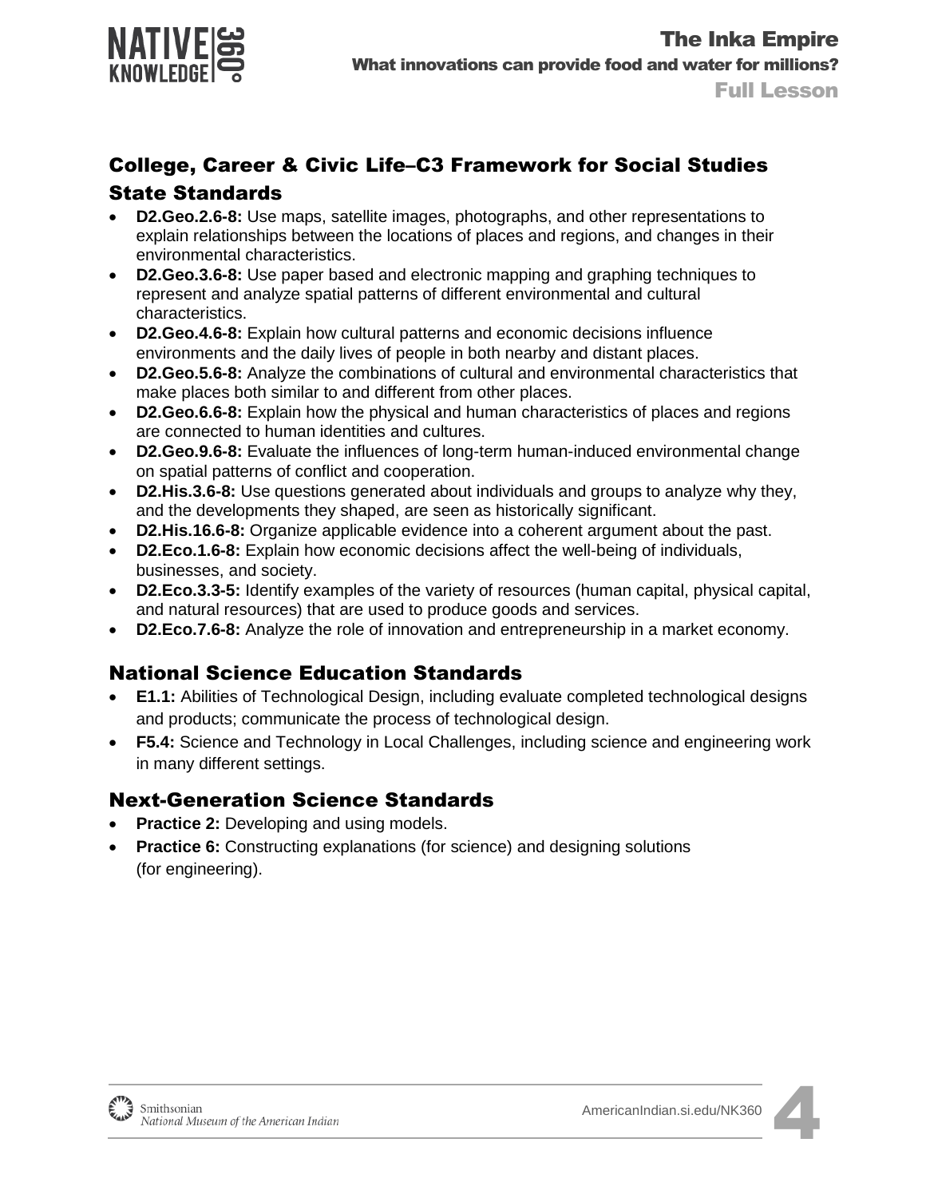## College, Career & Civic Life–C3 Framework for Social Studies State Standards

- **D2.Geo.2.6-8:** Use maps, satellite images, photographs, and other representations to explain relationships between the locations of places and regions, and changes in their environmental characteristics.
- **D2.Geo.3.6-8:** Use paper based and electronic mapping and graphing techniques to represent and analyze spatial patterns of different environmental and cultural characteristics.
- **D2.Geo.4.6-8:** Explain how cultural patterns and economic decisions influence environments and the daily lives of people in both nearby and distant places.
- **D2.Geo.5.6-8:** Analyze the combinations of cultural and environmental characteristics that make places both similar to and different from other places.
- **D2.Geo.6.6-8:** Explain how the physical and human characteristics of places and regions are connected to human identities and cultures.
- **D2.Geo.9.6-8:** Evaluate the influences of long-term human-induced environmental change on spatial patterns of conflict and cooperation.
- **D2.His.3.6-8:** Use questions generated about individuals and groups to analyze why they, and the developments they shaped, are seen as historically significant.
- **D2.His.16.6-8:** Organize applicable evidence into a coherent argument about the past.
- **D2.Eco.1.6-8:** Explain how economic decisions affect the well-being of individuals, businesses, and society.
- **D2.Eco.3.3-5:** Identify examples of the variety of resources (human capital, physical capital, and natural resources) that are used to produce goods and services.
- **D2.Eco.7.6-8:** Analyze the role of innovation and entrepreneurship in a market economy.

## National Science Education Standards

- **E1.1:** Abilities of Technological Design, including evaluate completed technological designs and products; communicate the process of technological design.
- **F5.4:** Science and Technology in Local Challenges, including science and engineering work in many different settings.

## Next-Generation Science Standards

- **Practice 2:** Developing and using models.
- **Practice 6:** Constructing explanations (for science) and designing solutions (for engineering).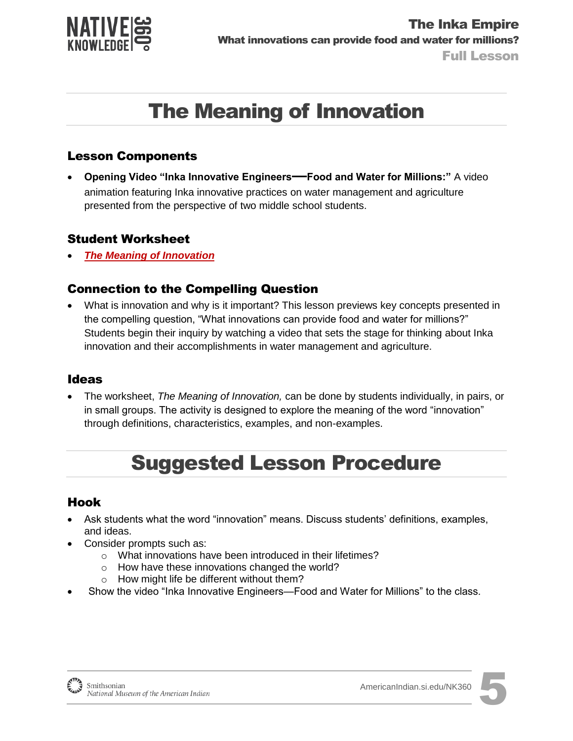# The Meaning of Innovation

## Lesson Components

- **Opening Video "Inka Innovative Engineers—Food and Water for Millions:"** A video animation featuring Inka innovative practices on water management and agriculture presented from the perspective of two middle school students.

## Student Worksheet

- ***The Meaning of Innovation***

## Connection to the Compelling Question

- What is innovation and why is it important? This lesson previews key concepts presented in the compelling question, "What innovations can provide food and water for millions?" Students begin their inquiry by watching a video that sets the stage for thinking about Inka innovation and their accomplishments in water management and agriculture.

## Ideas

- The worksheet, *The Meaning of Innovation,* can be done by students individually, in pairs, or in small groups. The activity is designed to explore the meaning of the word "innovation" through definitions, characteristics, examples, and non-examples.

# Suggested Lesson Procedure

## Hook

- Ask students what the word "innovation" means. Discuss students' definitions, examples, and ideas.
- Consider prompts such as:
    - What innovations have been introduced in their lifetimes?
    - How have these innovations changed the world?
    - How might life be different without them?
- Show the video "Inka Innovative Engineers—Food and Water for Millions" to the class.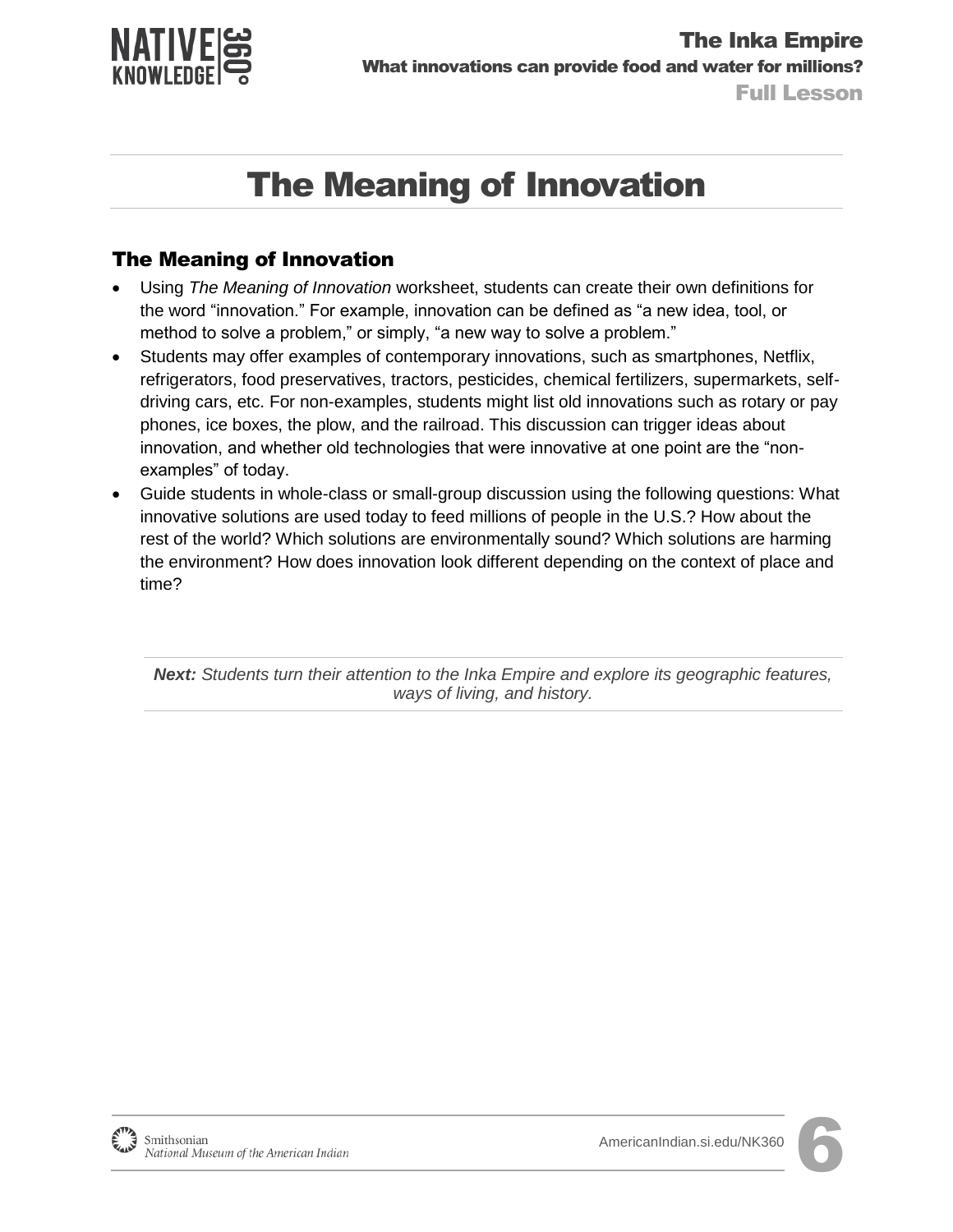# The Meaning of Innovation

## The Meaning of Innovation

- Using *The Meaning of Innovation* worksheet, students can create their own definitions for the word "innovation." For example, innovation can be defined as "a new idea, tool, or method to solve a problem," or simply, "a new way to solve a problem."
- Students may offer examples of contemporary innovations, such as smartphones, Netflix, refrigerators, food preservatives, tractors, pesticides, chemical fertilizers, supermarkets, self-driving cars, etc. For non-examples, students might list old innovations such as rotary or pay phones, ice boxes, the plow, and the railroad. This discussion can trigger ideas about innovation, and whether old technologies that were innovative at one point are the "non-examples" of today.
- Guide students in whole-class or small-group discussion using the following questions: What innovative solutions are used today to feed millions of people in the U.S.? How about the rest of the world? Which solutions are environmentally sound? Which solutions are harming the environment? How does innovation look different depending on the context of place and time?

***Next:** Students turn their attention to the Inka Empire and explore its geographic features, ways of living, and history.*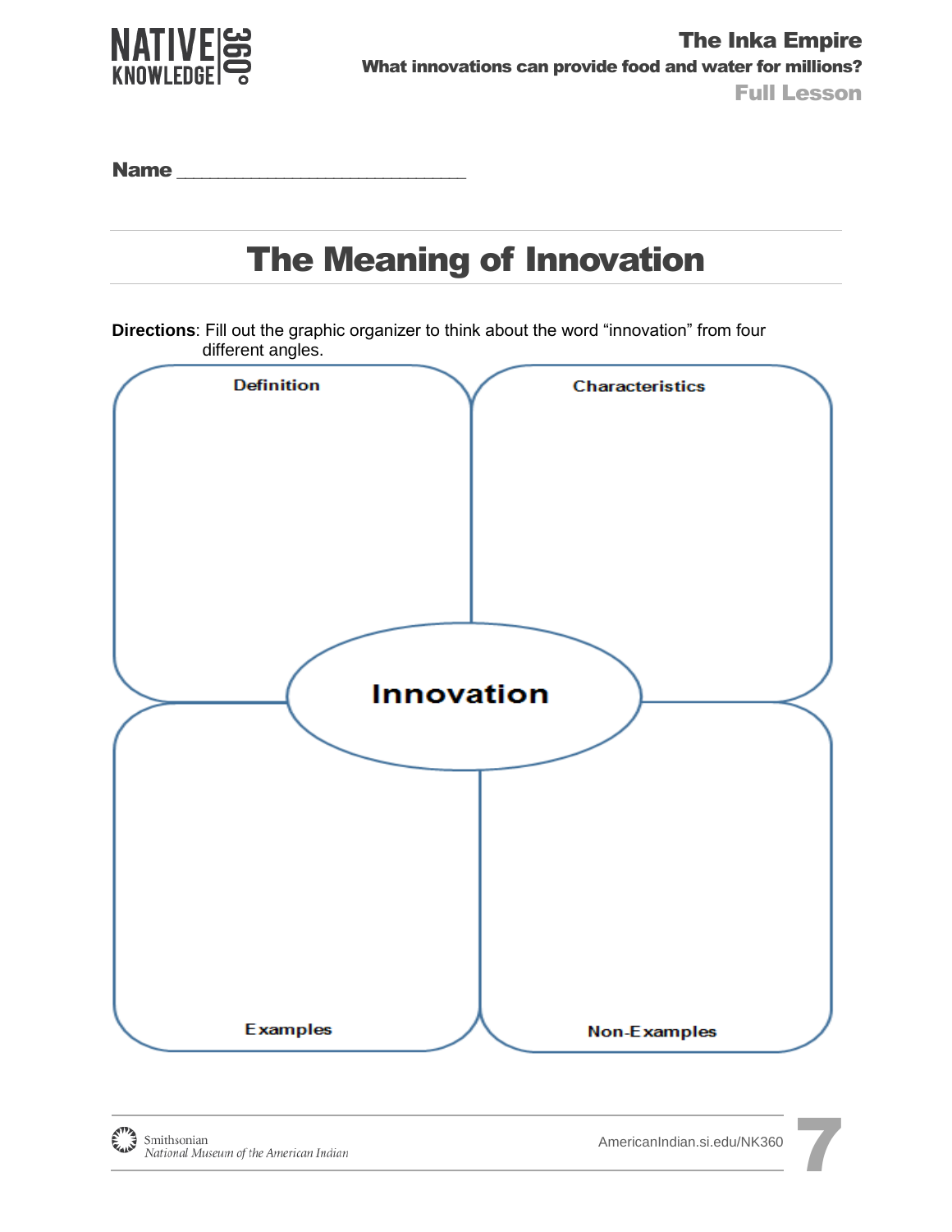Name ______________________________

# The Meaning of Innovation

**Directions**: Fill out the graphic organizer to think about the word "innovation" from four different angles.

**Definition**

**Characteristics**

**Innovation**

**Examples**

**Non-Examples**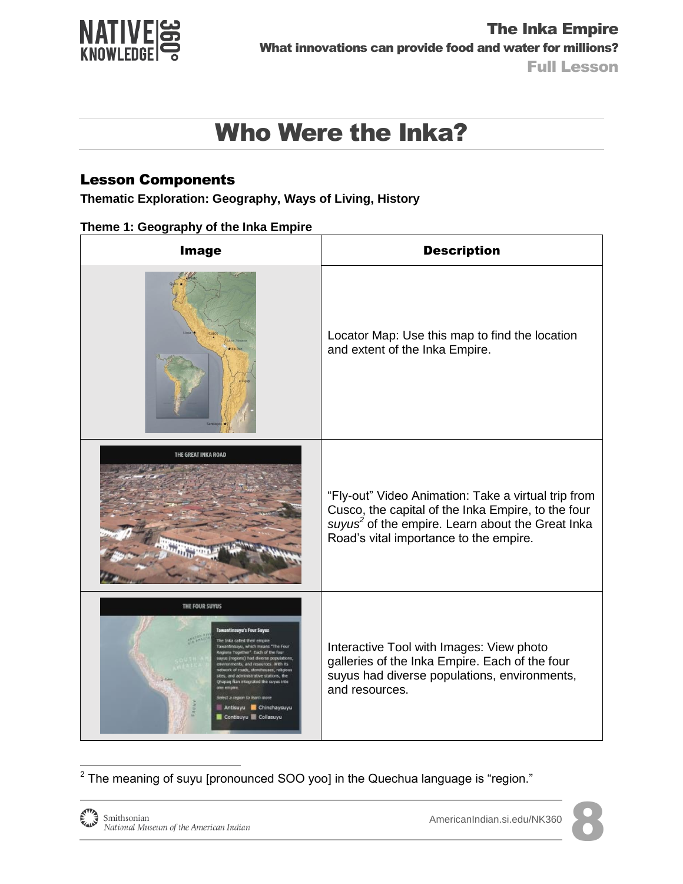# Who Were the Inka?

## Lesson Components

**Thematic Exploration: Geography, Ways of Living, History**

**Theme 1: Geography of the Inka Empire**

| Image | Description |
| --- | --- |
| | Locator Map: Use this map to find the location and extent of the Inka Empire. |
| | "Fly-out" Video Animation: Take a virtual trip from Cusco, the capital of the Inka Empire, to the four *suyus*[2] of the empire. Learn about the Great Inka Road's vital importance to the empire. |
| | Interactive Tool with Images: View photo galleries of the Inka Empire. Each of the four suyus had diverse populations, environments, and resources. |

[2] The meaning of suyu [pronounced SOO yoo] in the Quechua language is "region."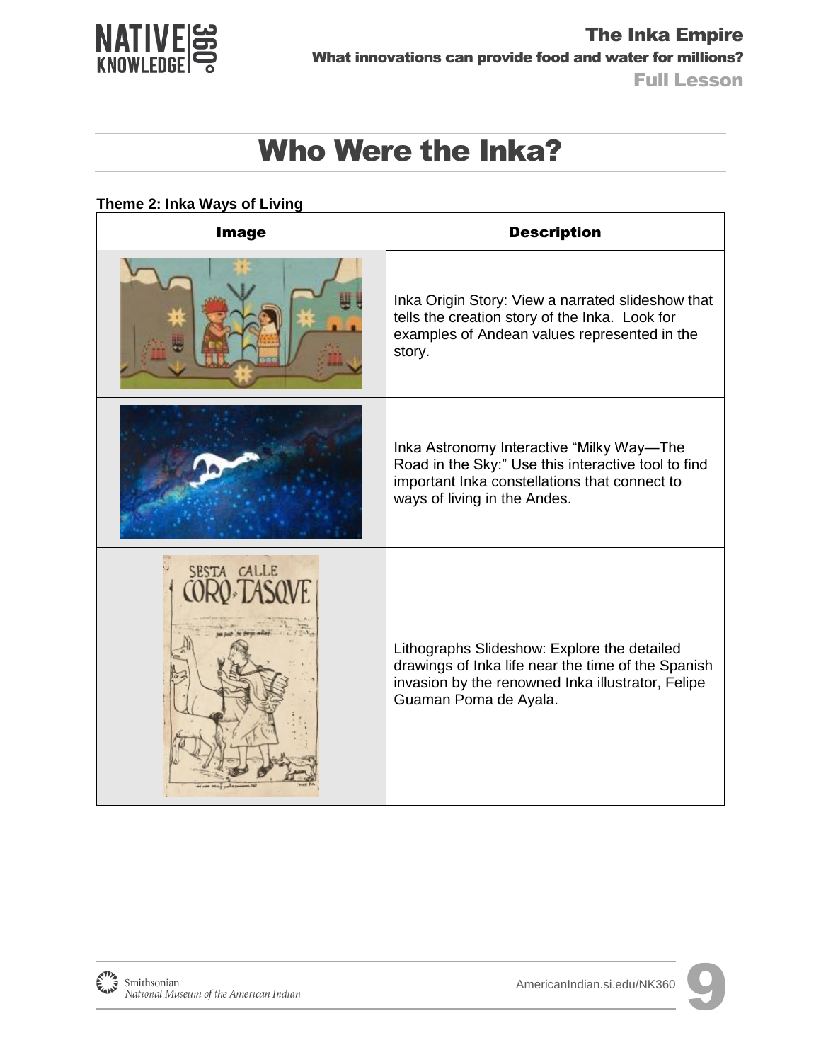# Who Were the Inka?

**Theme 2: Inka Ways of Living**

| Image | Description |
| --- | --- |
| | Inka Origin Story: View a narrated slideshow that tells the creation story of the Inka. Look for examples of Andean values represented in the story. |
| | Inka Astronomy Interactive "Milky Way—The Road in the Sky:" Use this interactive tool to find important Inka constellations that connect to ways of living in the Andes. |
| | Lithographs Slideshow: Explore the detailed drawings of Inka life near the time of the Spanish invasion by the renowned Inka illustrator, Felipe Guaman Poma de Ayala. |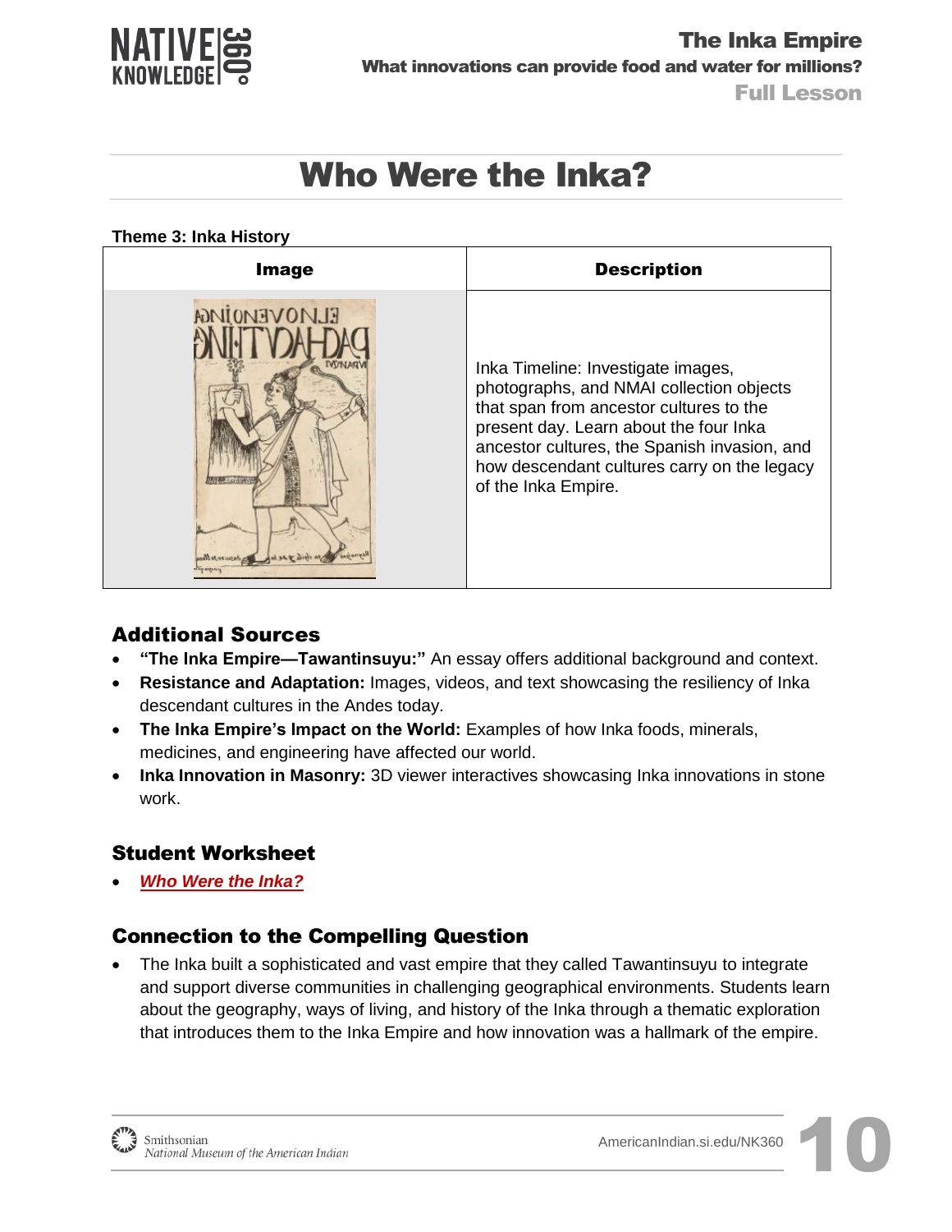# Who Were the Inka?

**Theme 3: Inka History**

| Image | Description |
|---|---|
| | Inka Timeline: Investigate images, photographs, and NMAI collection objects that span from ancestor cultures to the present day. Learn about the four Inka ancestor cultures, the Spanish invasion, and how descendant cultures carry on the legacy of the Inka Empire. |

## Additional Sources

- **"The Inka Empire—Tawantinsuyu:"** An essay offers additional background and context.
- **Resistance and Adaptation:** Images, videos, and text showcasing the resiliency of Inka descendant cultures in the Andes today.
- **The Inka Empire's Impact on the World:** Examples of how Inka foods, minerals, medicines, and engineering have affected our world.
- **Inka Innovation in Masonry:** 3D viewer interactives showcasing Inka innovations in stone work.

## Student Worksheet

- ***Who Were the Inka?***

## Connection to the Compelling Question

- The Inka built a sophisticated and vast empire that they called Tawantinsuyu to integrate and support diverse communities in challenging geographical environments. Students learn about the geography, ways of living, and history of the Inka through a thematic exploration that introduces them to the Inka Empire and how innovation was a hallmark of the empire.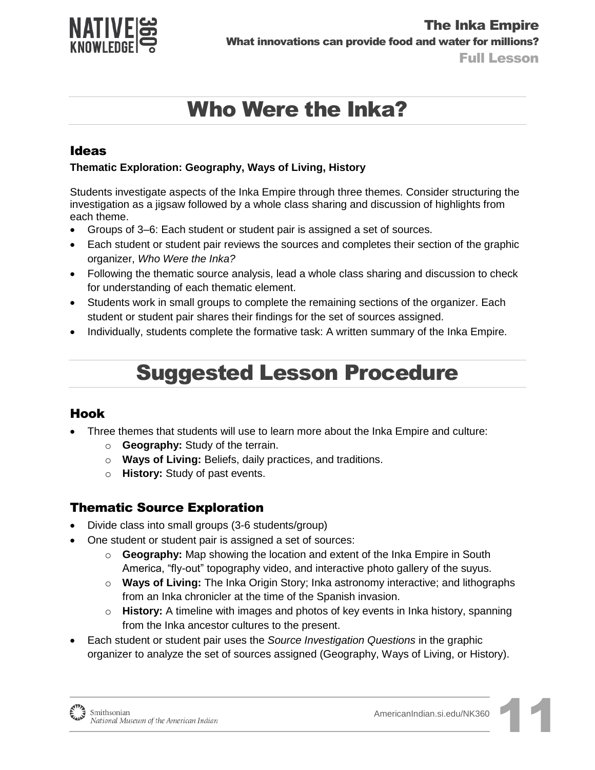# Who Were the Inka?

## Ideas

**Thematic Exploration: Geography, Ways of Living, History**

Students investigate aspects of the Inka Empire through three themes. Consider structuring the investigation as a jigsaw followed by a whole class sharing and discussion of highlights from each theme.

- Groups of 3–6: Each student or student pair is assigned a set of sources.
- Each student or student pair reviews the sources and completes their section of the graphic organizer, *Who Were the Inka?*
- Following the thematic source analysis, lead a whole class sharing and discussion to check for understanding of each thematic element.
- Students work in small groups to complete the remaining sections of the organizer. Each student or student pair shares their findings for the set of sources assigned.
- Individually, students complete the formative task: A written summary of the Inka Empire.

# Suggested Lesson Procedure

## Hook

- Three themes that students will use to learn more about the Inka Empire and culture:
  - **Geography:** Study of the terrain.
  - **Ways of Living:** Beliefs, daily practices, and traditions.
  - **History:** Study of past events.

## Thematic Source Exploration

- Divide class into small groups (3-6 students/group)
- One student or student pair is assigned a set of sources:
  - **Geography:** Map showing the location and extent of the Inka Empire in South America, "fly-out" topography video, and interactive photo gallery of the suyus.
  - **Ways of Living:** The Inka Origin Story; Inka astronomy interactive; and lithographs from an Inka chronicler at the time of the Spanish invasion.
  - **History:** A timeline with images and photos of key events in Inka history, spanning from the Inka ancestor cultures to the present.
- Each student or student pair uses the *Source Investigation Questions* in the graphic organizer to analyze the set of sources assigned (Geography, Ways of Living, or History).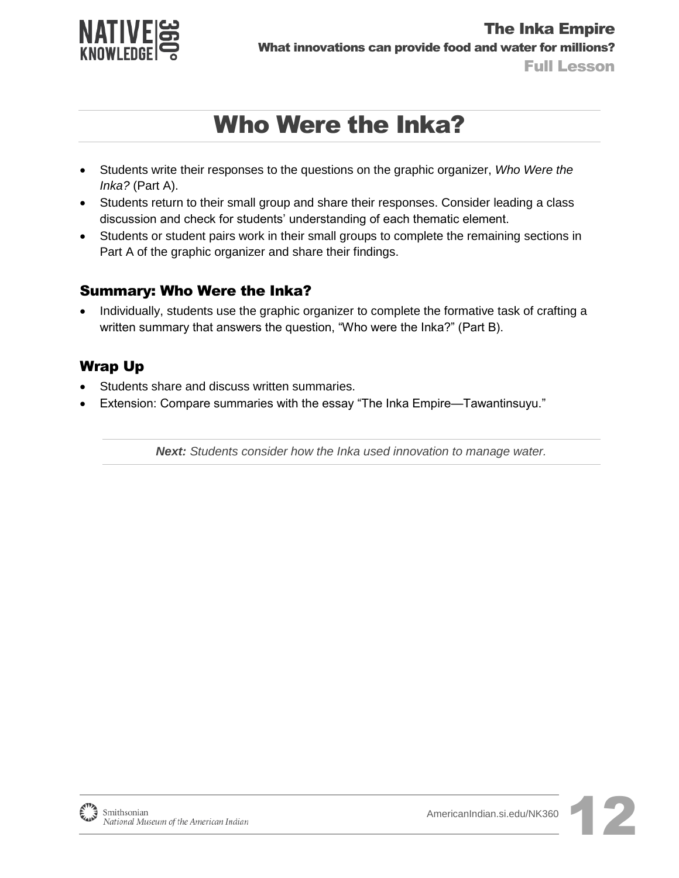# Who Were the Inka?

- Students write their responses to the questions on the graphic organizer, *Who Were the Inka?* (Part A).
- Students return to their small group and share their responses. Consider leading a class discussion and check for students' understanding of each thematic element.
- Students or student pairs work in their small groups to complete the remaining sections in Part A of the graphic organizer and share their findings.

## Summary: Who Were the Inka?

- Individually, students use the graphic organizer to complete the formative task of crafting a written summary that answers the question, "Who were the Inka?" (Part B).

## Wrap Up

- Students share and discuss written summaries.
- Extension: Compare summaries with the essay "The Inka Empire—Tawantinsuyu."

***Next:*** *Students consider how the Inka used innovation to manage water.*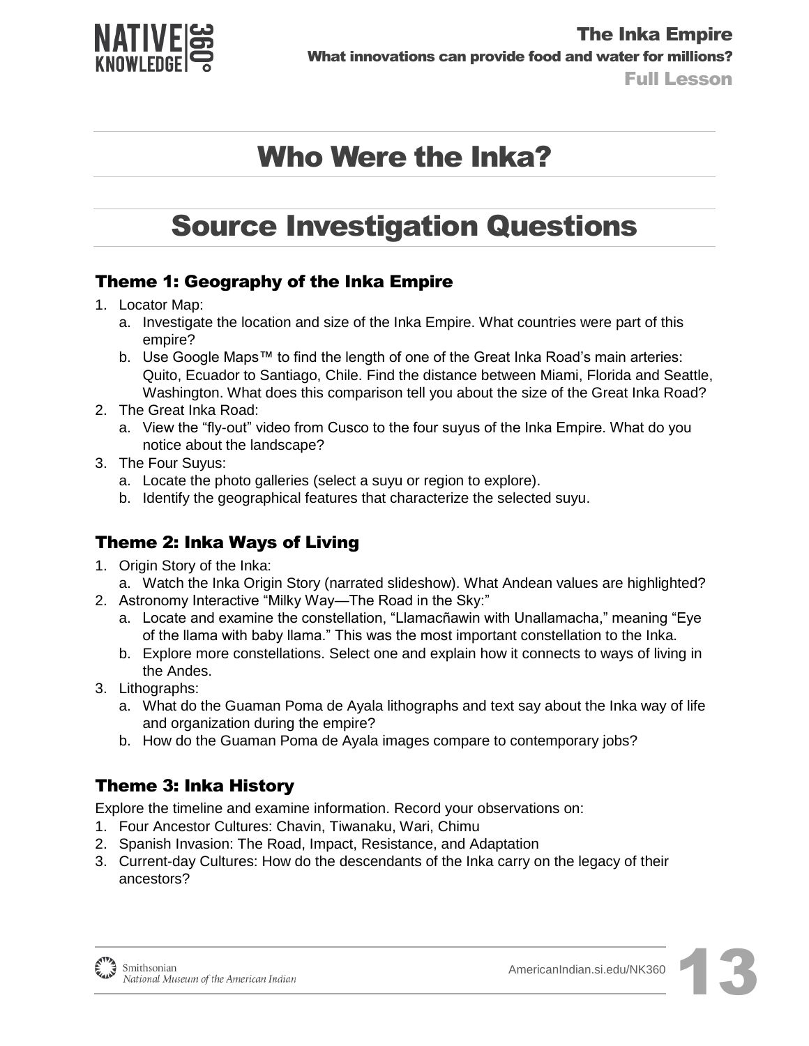# Who Were the Inka?

# Source Investigation Questions

### Theme 1: Geography of the Inka Empire

1. Locator Map:
   a. Investigate the location and size of the Inka Empire. What countries were part of this empire?
   b. Use Google Maps™ to find the length of one of the Great Inka Road's main arteries: Quito, Ecuador to Santiago, Chile. Find the distance between Miami, Florida and Seattle, Washington. What does this comparison tell you about the size of the Great Inka Road?
2. The Great Inka Road:
   a. View the "fly-out" video from Cusco to the four suyus of the Inka Empire. What do you notice about the landscape?
3. The Four Suyus:
   a. Locate the photo galleries (select a suyu or region to explore).
   b. Identify the geographical features that characterize the selected suyu.

### Theme 2: Inka Ways of Living

1. Origin Story of the Inka:
   a. Watch the Inka Origin Story (narrated slideshow). What Andean values are highlighted?
2. Astronomy Interactive "Milky Way—The Road in the Sky:"
   a. Locate and examine the constellation, "Llamacñawin with Unallamacha," meaning "Eye of the llama with baby llama." This was the most important constellation to the Inka.
   b. Explore more constellations. Select one and explain how it connects to ways of living in the Andes.
3. Lithographs:
   a. What do the Guaman Poma de Ayala lithographs and text say about the Inka way of life and organization during the empire?
   b. How do the Guaman Poma de Ayala images compare to contemporary jobs?

### Theme 3: Inka History

Explore the timeline and examine information. Record your observations on:

1. Four Ancestor Cultures: Chavin, Tiwanaku, Wari, Chimu
2. Spanish Invasion: The Road, Impact, Resistance, and Adaptation
3. Current-day Cultures: How do the descendants of the Inka carry on the legacy of their ancestors?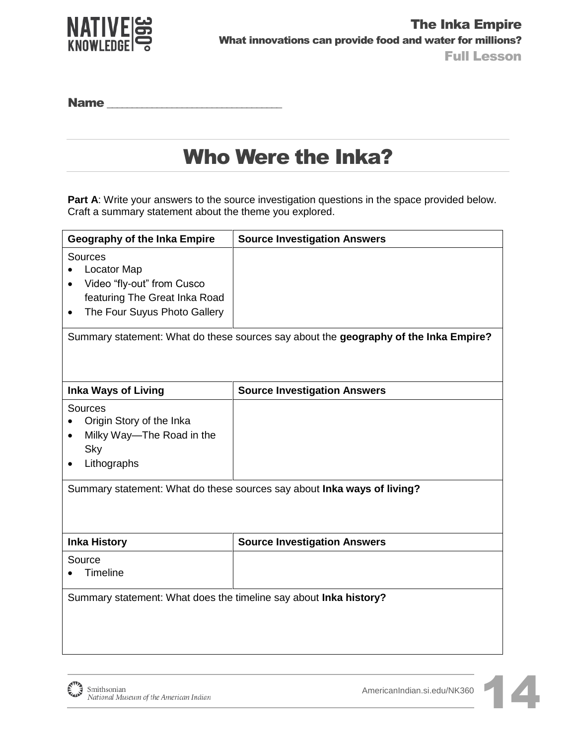Name ____________________________

# Who Were the Inka?

**Part A**: Write your answers to the source investigation questions in the space provided below. Craft a summary statement about the theme you explored.

| **Geography of the Inka Empire** | **Source Investigation Answers** |
|---|---|
| Sources<br>• Locator Map<br>• Video "fly-out" from Cusco featuring The Great Inka Road<br>• The Four Suyus Photo Gallery | |
| Summary statement: What do these sources say about the **geography of the Inka Empire?** | |

| **Inka Ways of Living** | **Source Investigation Answers** |
|---|---|
| Sources<br>• Origin Story of the Inka<br>• Milky Way—The Road in the Sky<br>• Lithographs | |
| Summary statement: What do these sources say about **Inka ways of living?** | |

| **Inka History** | **Source Investigation Answers** |
|---|---|
| Source<br>• Timeline | |
| Summary statement: What does the timeline say about **Inka history?** | |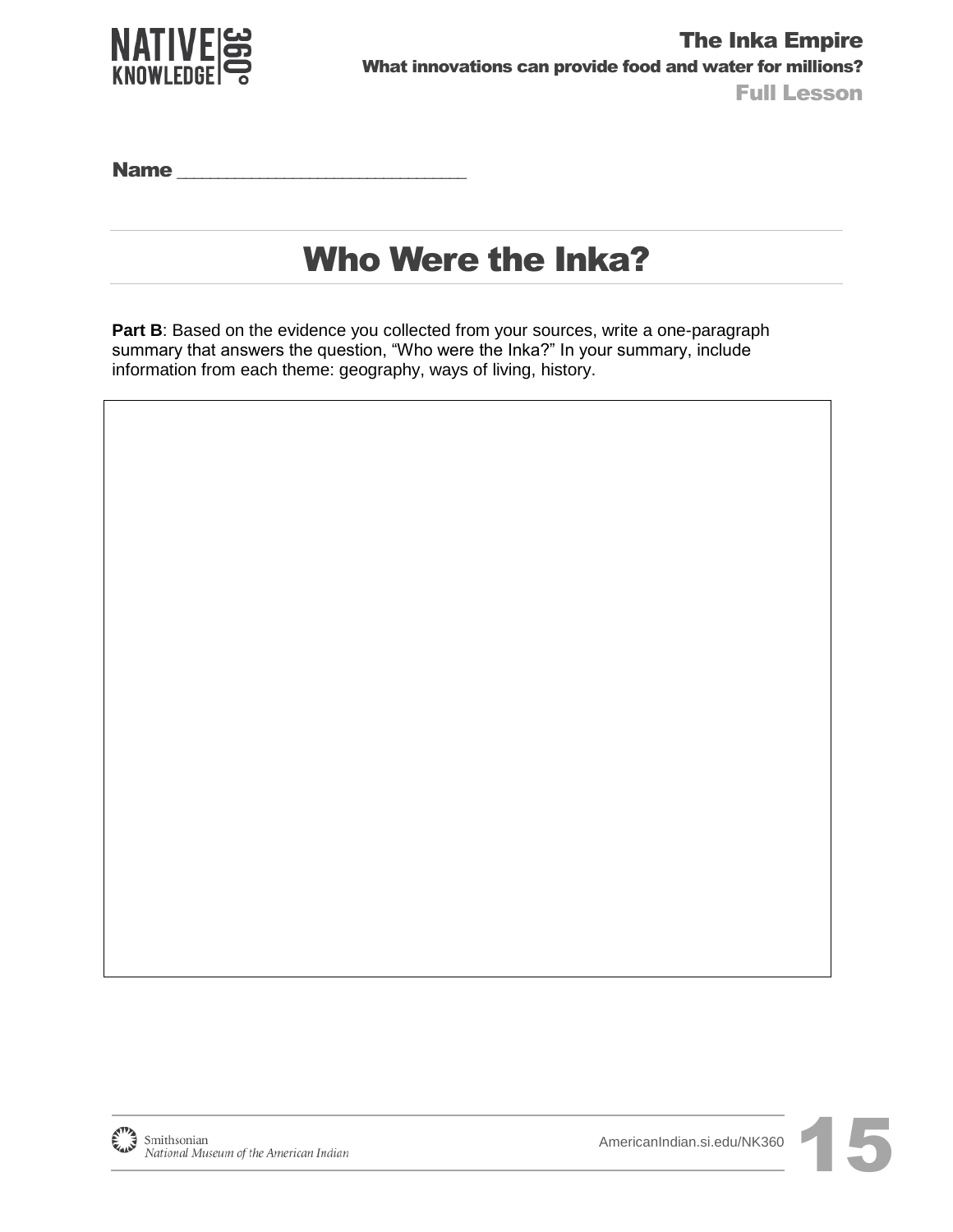Name ______________________________

# Who Were the Inka?

**Part B**: Based on the evidence you collected from your sources, write a one-paragraph summary that answers the question, "Who were the Inka?" In your summary, include information from each theme: geography, ways of living, history.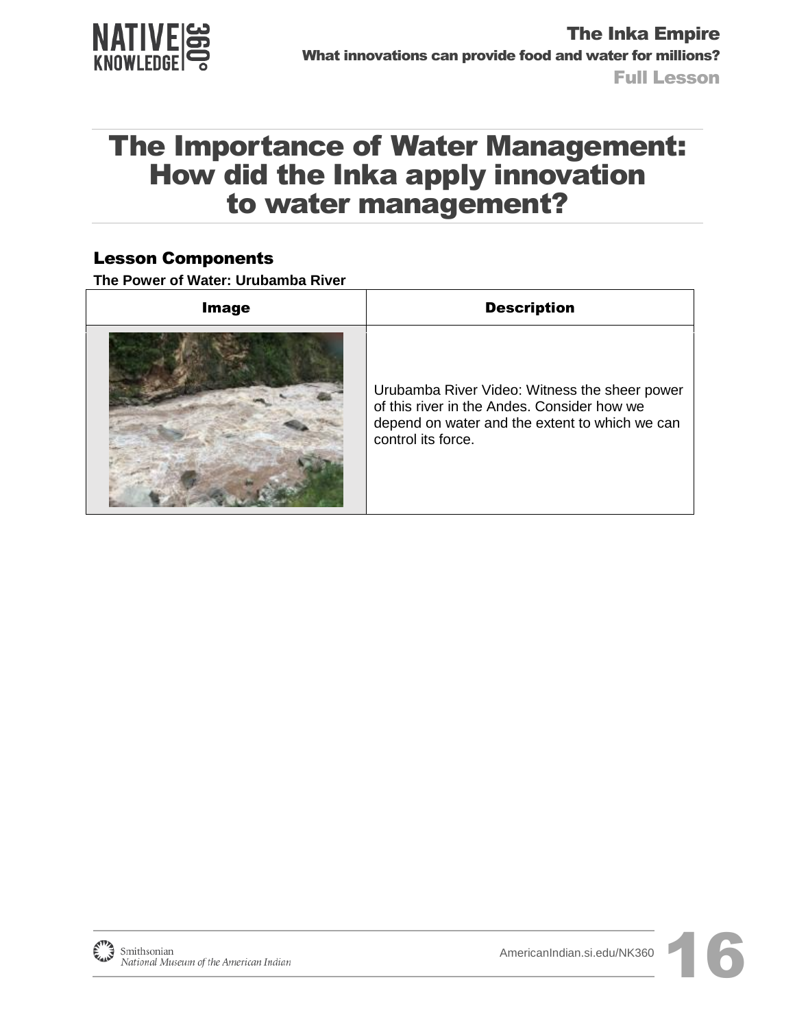# The Importance of Water Management: How did the Inka apply innovation to water management?

## Lesson Components

**The Power of Water: Urubamba River**

| Image | Description |
| --- | --- |
| | Urubamba River Video: Witness the sheer power of this river in the Andes. Consider how we depend on water and the extent to which we can control its force. |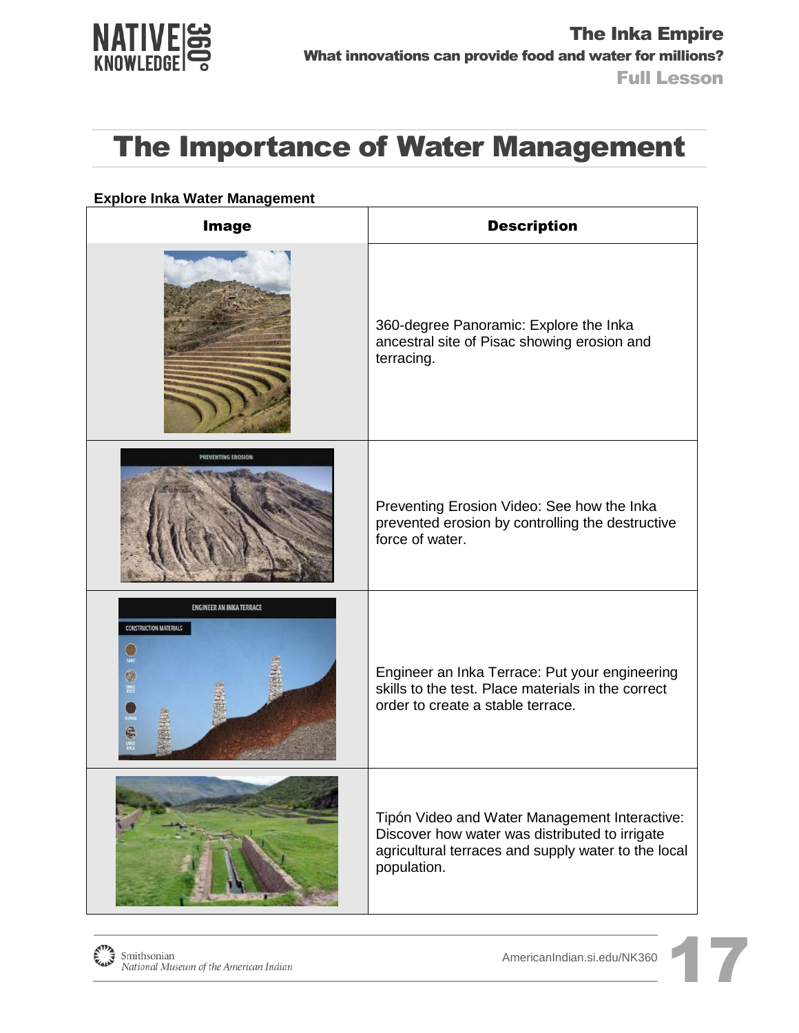# The Importance of Water Management

**Explore Inka Water Management**

| Image | Description |
| --- | --- |
| | 360-degree Panoramic: Explore the Inka ancestral site of Pisac showing erosion and terracing. |
| | Preventing Erosion Video: See how the Inka prevented erosion by controlling the destructive force of water. |
| | Engineer an Inka Terrace: Put your engineering skills to the test. Place materials in the correct order to create a stable terrace. |
| | Tipón Video and Water Management Interactive: Discover how water was distributed to irrigate agricultural terraces and supply water to the local population. |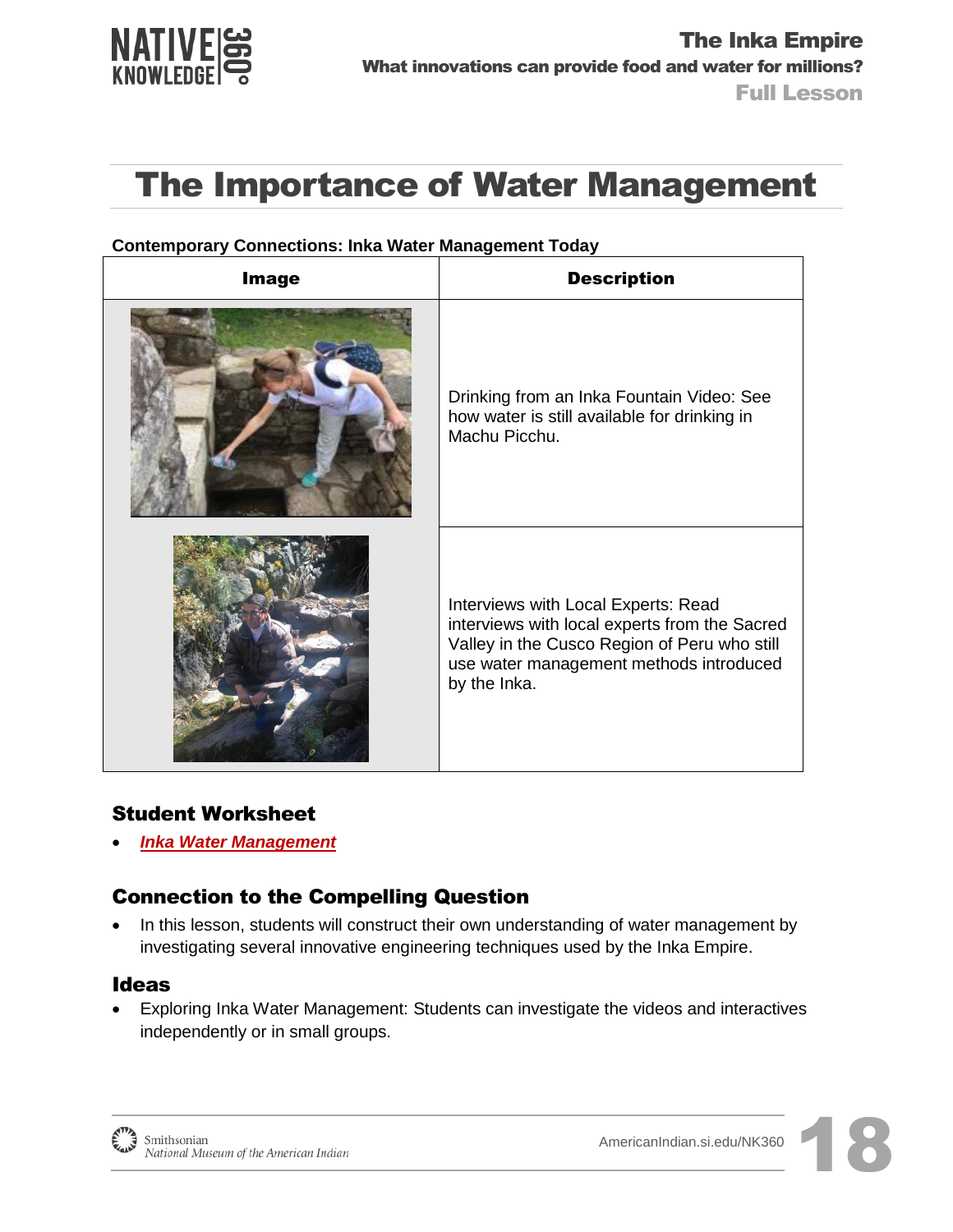# The Importance of Water Management

**Contemporary Connections: Inka Water Management Today**

| Image | Description |
| --- | --- |
| | Drinking from an Inka Fountain Video: See how water is still available for drinking in Machu Picchu. |
| | Interviews with Local Experts: Read interviews with local experts from the Sacred Valley in the Cusco Region of Peru who still use water management methods introduced by the Inka. |

## Student Worksheet

- ***Inka Water Management***

## Connection to the Compelling Question

- In this lesson, students will construct their own understanding of water management by investigating several innovative engineering techniques used by the Inka Empire.

## Ideas

- Exploring Inka Water Management: Students can investigate the videos and interactives independently or in small groups.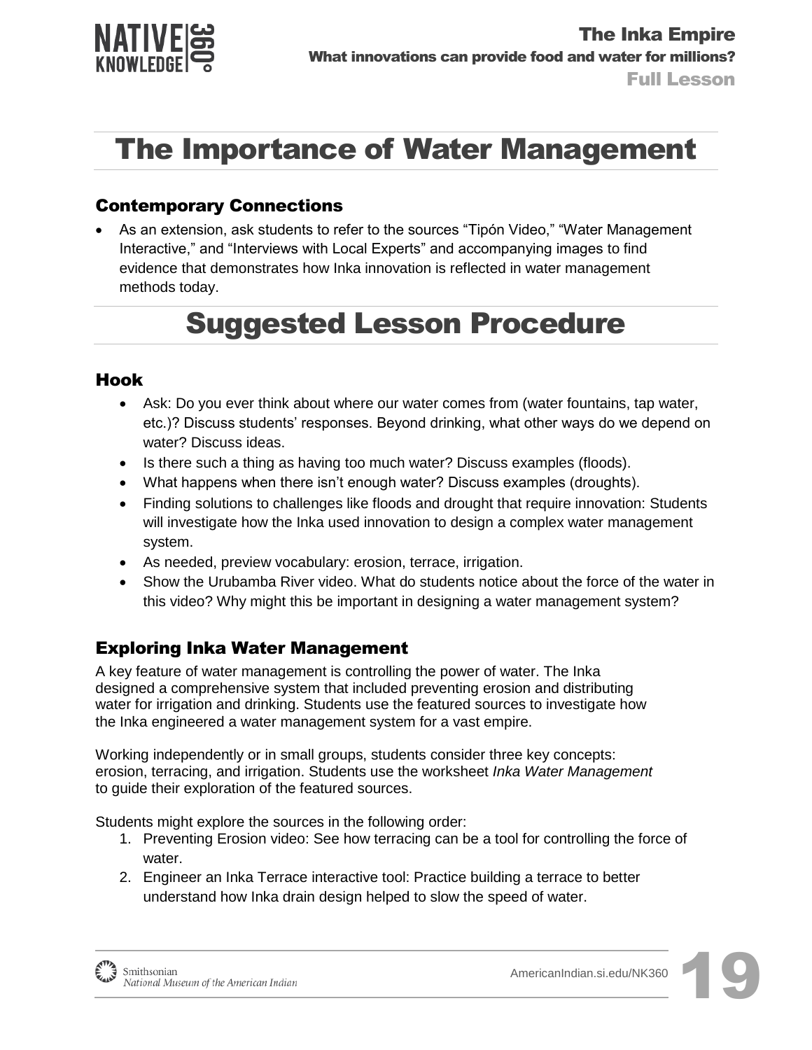# The Importance of Water Management

## Contemporary Connections

- As an extension, ask students to refer to the sources "Tipón Video," "Water Management Interactive," and "Interviews with Local Experts" and accompanying images to find evidence that demonstrates how Inka innovation is reflected in water management methods today.

# Suggested Lesson Procedure

## Hook

- Ask: Do you ever think about where our water comes from (water fountains, tap water, etc.)? Discuss students' responses. Beyond drinking, what other ways do we depend on water? Discuss ideas.
- Is there such a thing as having too much water? Discuss examples (floods).
- What happens when there isn't enough water? Discuss examples (droughts).
- Finding solutions to challenges like floods and drought that require innovation: Students will investigate how the Inka used innovation to design a complex water management system.
- As needed, preview vocabulary: erosion, terrace, irrigation.
- Show the Urubamba River video. What do students notice about the force of the water in this video? Why might this be important in designing a water management system?

## Exploring Inka Water Management

A key feature of water management is controlling the power of water. The Inka designed a comprehensive system that included preventing erosion and distributing water for irrigation and drinking. Students use the featured sources to investigate how the Inka engineered a water management system for a vast empire.

Working independently or in small groups, students consider three key concepts: erosion, terracing, and irrigation. Students use the worksheet *Inka Water Management* to guide their exploration of the featured sources.

Students might explore the sources in the following order:

1. Preventing Erosion video: See how terracing can be a tool for controlling the force of water.
2. Engineer an Inka Terrace interactive tool: Practice building a terrace to better understand how Inka drain design helped to slow the speed of water.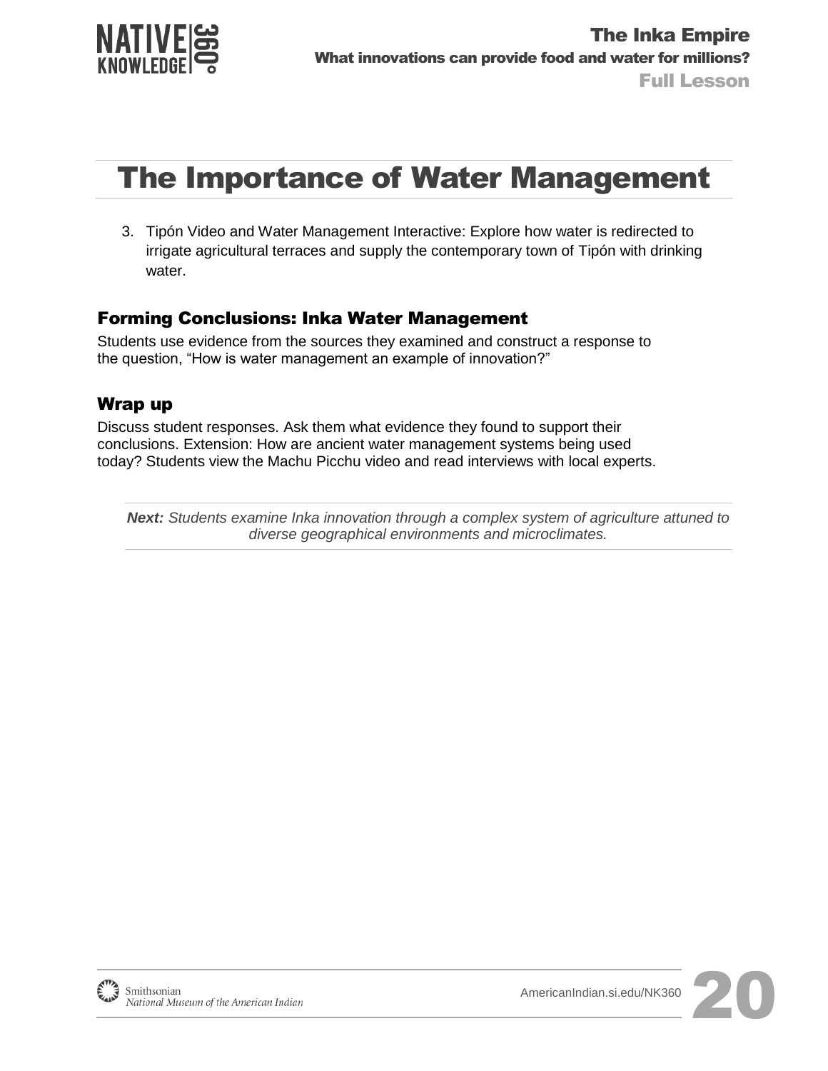# The Importance of Water Management

3. Tipón Video and Water Management Interactive: Explore how water is redirected to irrigate agricultural terraces and supply the contemporary town of Tipón with drinking water.

## Forming Conclusions: Inka Water Management

Students use evidence from the sources they examined and construct a response to the question, “How is water management an example of innovation?”

## Wrap up

Discuss student responses. Ask them what evidence they found to support their conclusions. Extension: How are ancient water management systems being used today? Students view the Machu Picchu video and read interviews with local experts.

***Next:*** *Students examine Inka innovation through a complex system of agriculture attuned to diverse geographical environments and microclimates.*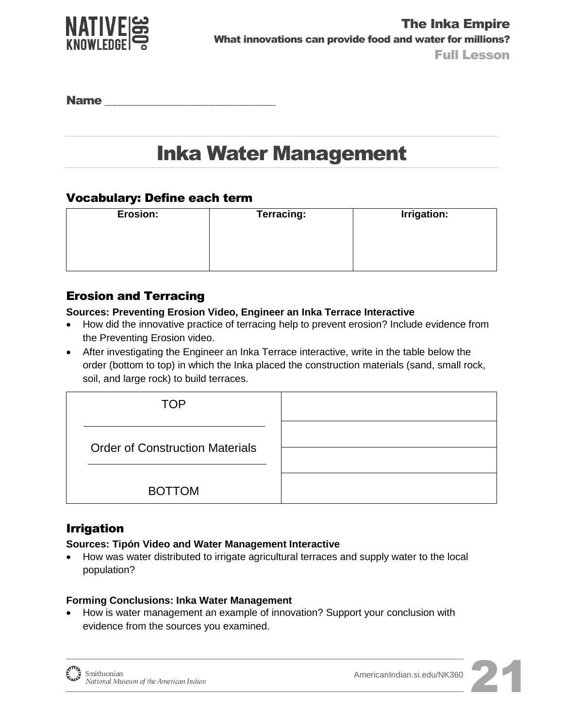Name ____________________________

# Inka Water Management

## Vocabulary: Define each term

| Erosion: | Terracing: | Irrigation: |
|---|---|---|
| | | |

## Erosion and Terracing

**Sources: Preventing Erosion Video, Engineer an Inka Terrace Interactive**

- How did the innovative practice of terracing help to prevent erosion? Include evidence from the Preventing Erosion video.
- After investigating the Engineer an Inka Terrace interactive, write in the table below the order (bottom to top) in which the Inka placed the construction materials (sand, small rock, soil, and large rock) to build terraces.

| TOP | |
|---|---|
| Order of Construction Materials | |
| | |
| BOTTOM | |

## Irrigation

**Sources: Tipón Video and Water Management Interactive**

- How was water distributed to irrigate agricultural terraces and supply water to the local population?

**Forming Conclusions: Inka Water Management**

- How is water management an example of innovation? Support your conclusion with evidence from the sources you examined.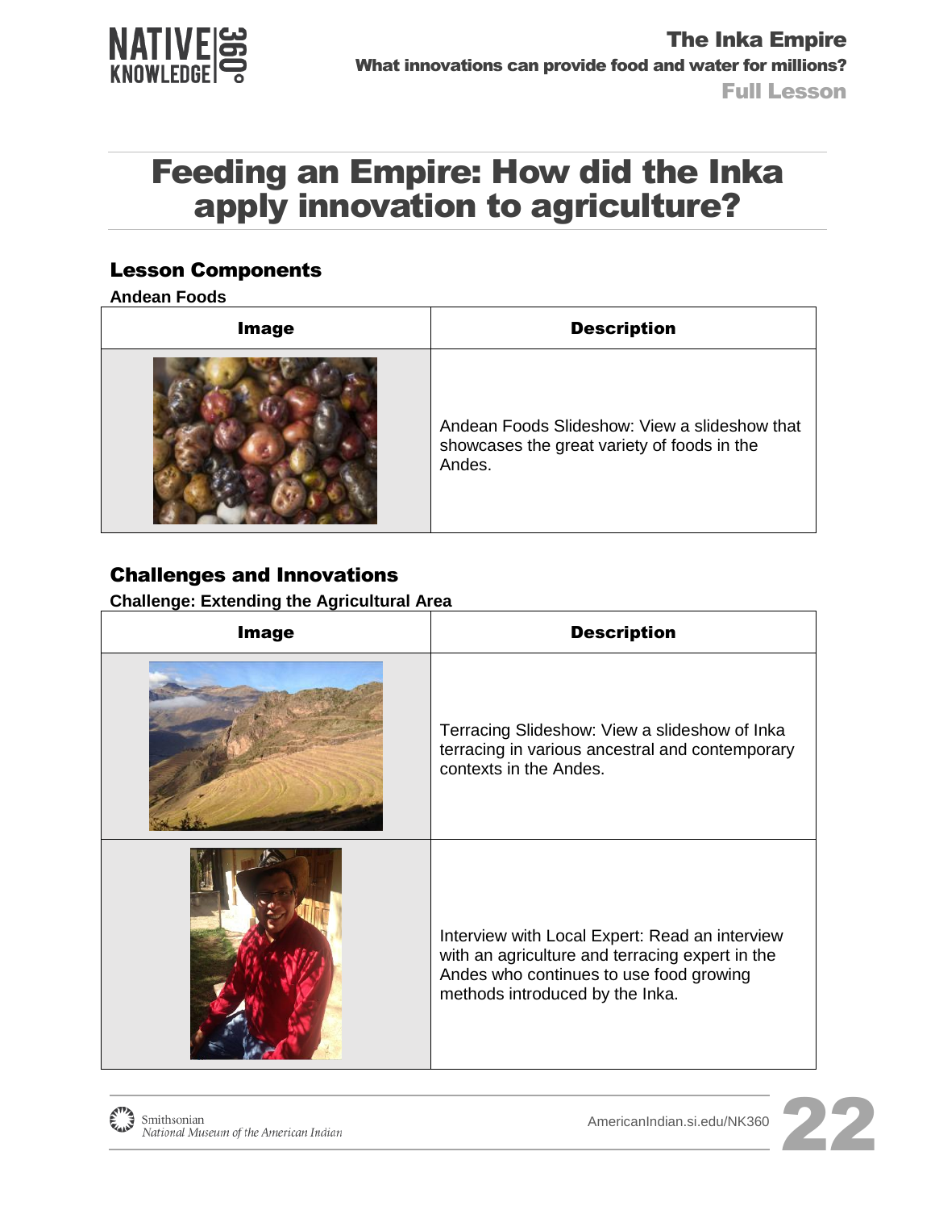# Feeding an Empire: How did the Inka apply innovation to agriculture?

## Lesson Components

**Andean Foods**

| Image | Description |
|---|---|
| | Andean Foods Slideshow: View a slideshow that showcases the great variety of foods in the Andes. |

## Challenges and Innovations

**Challenge: Extending the Agricultural Area**

| Image | Description |
|---|---|
| | Terracing Slideshow: View a slideshow of Inka terracing in various ancestral and contemporary contexts in the Andes. |
| | Interview with Local Expert: Read an interview with an agriculture and terracing expert in the Andes who continues to use food growing methods introduced by the Inka. |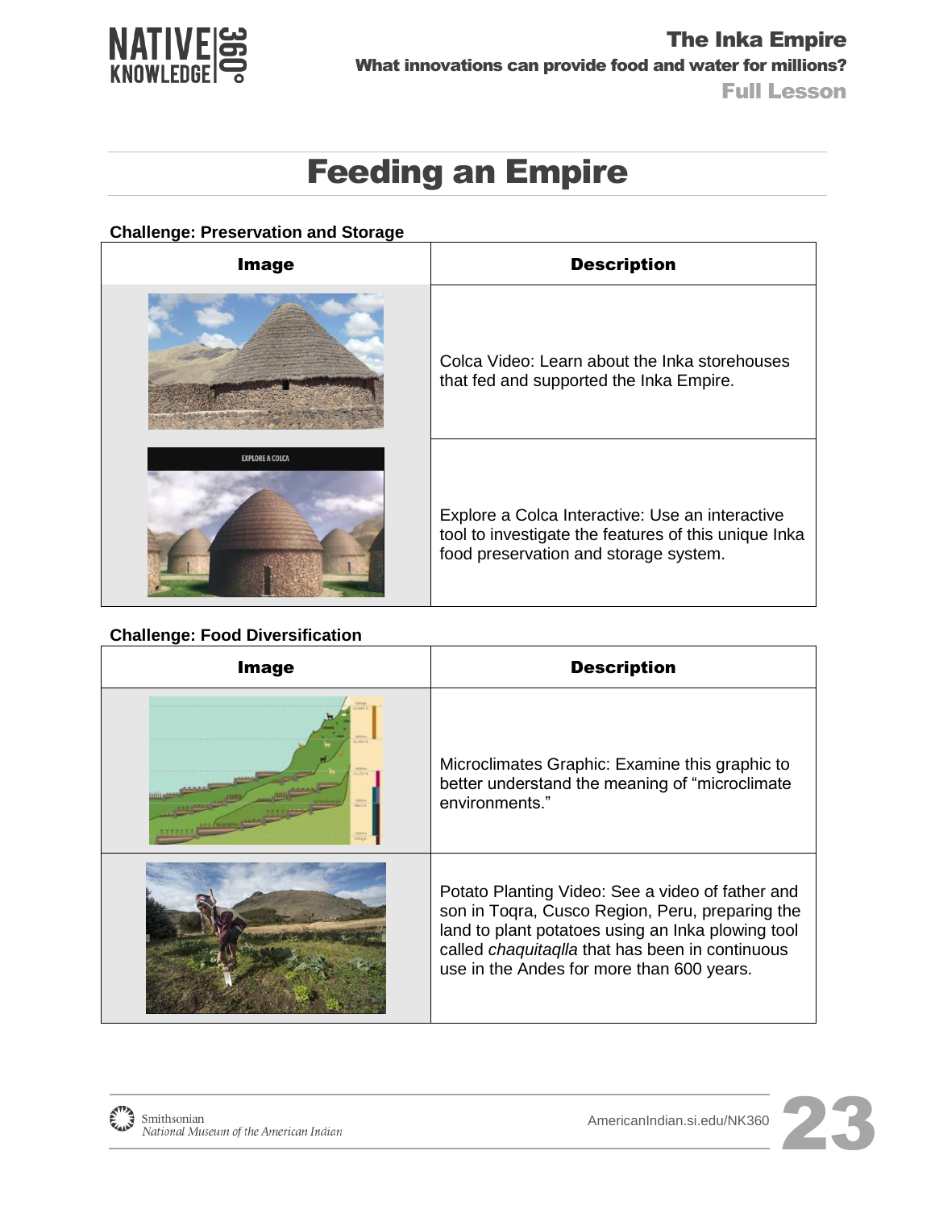# Feeding an Empire

**Challenge: Preservation and Storage**

| Image | Description |
| --- | --- |
| | Colca Video: Learn about the Inka storehouses that fed and supported the Inka Empire. |
| | Explore a Colca Interactive: Use an interactive tool to investigate the features of this unique Inka food preservation and storage system. |

**Challenge: Food Diversification**

| Image | Description |
| --- | --- |
| | Microclimates Graphic: Examine this graphic to better understand the meaning of "microclimate environments." |
| | Potato Planting Video: See a video of father and son in Toqra, Cusco Region, Peru, preparing the land to plant potatoes using an Inka plowing tool called *chaquitaqlla* that has been in continuous use in the Andes for more than 600 years. |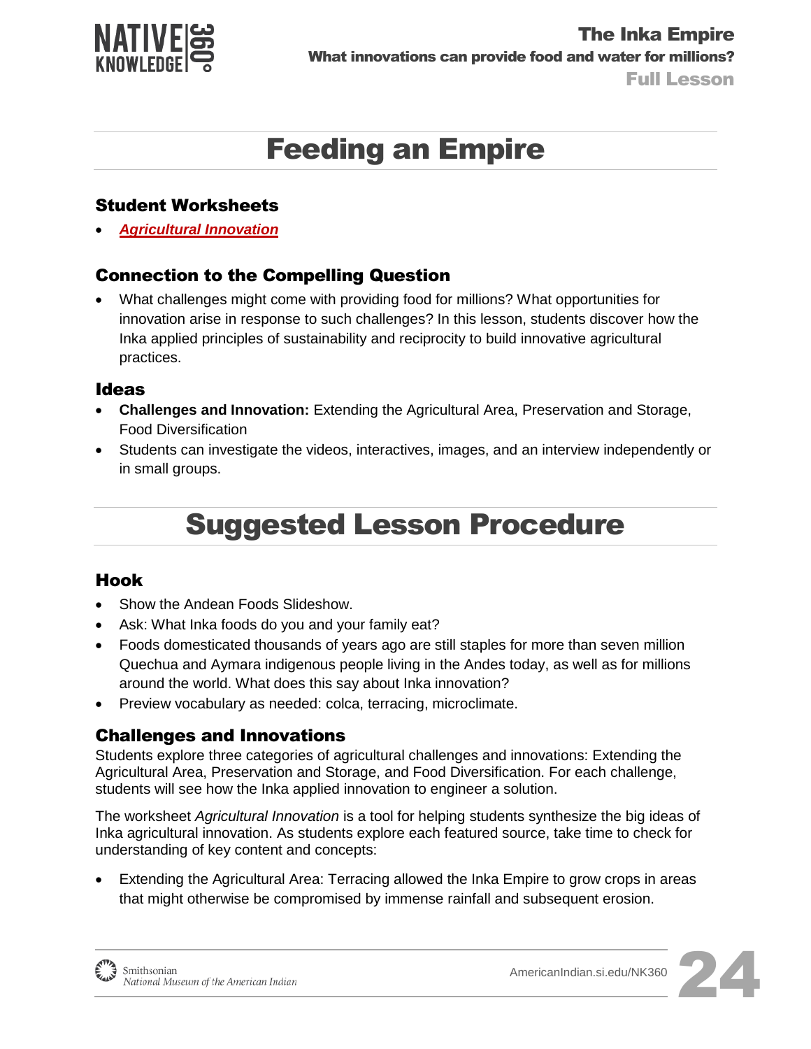# Feeding an Empire

## Student Worksheets

- ***Agricultural Innovation***

## Connection to the Compelling Question

- What challenges might come with providing food for millions? What opportunities for innovation arise in response to such challenges? In this lesson, students discover how the Inka applied principles of sustainability and reciprocity to build innovative agricultural practices.

## Ideas

- **Challenges and Innovation:** Extending the Agricultural Area, Preservation and Storage, Food Diversification
- Students can investigate the videos, interactives, images, and an interview independently or in small groups.

# Suggested Lesson Procedure

## Hook

- Show the Andean Foods Slideshow.
- Ask: What Inka foods do you and your family eat?
- Foods domesticated thousands of years ago are still staples for more than seven million Quechua and Aymara indigenous people living in the Andes today, as well as for millions around the world. What does this say about Inka innovation?
- Preview vocabulary as needed: colca, terracing, microclimate.

## Challenges and Innovations

Students explore three categories of agricultural challenges and innovations: Extending the Agricultural Area, Preservation and Storage, and Food Diversification. For each challenge, students will see how the Inka applied innovation to engineer a solution.

The worksheet *Agricultural Innovation* is a tool for helping students synthesize the big ideas of Inka agricultural innovation. As students explore each featured source, take time to check for understanding of key content and concepts:

- Extending the Agricultural Area: Terracing allowed the Inka Empire to grow crops in areas that might otherwise be compromised by immense rainfall and subsequent erosion.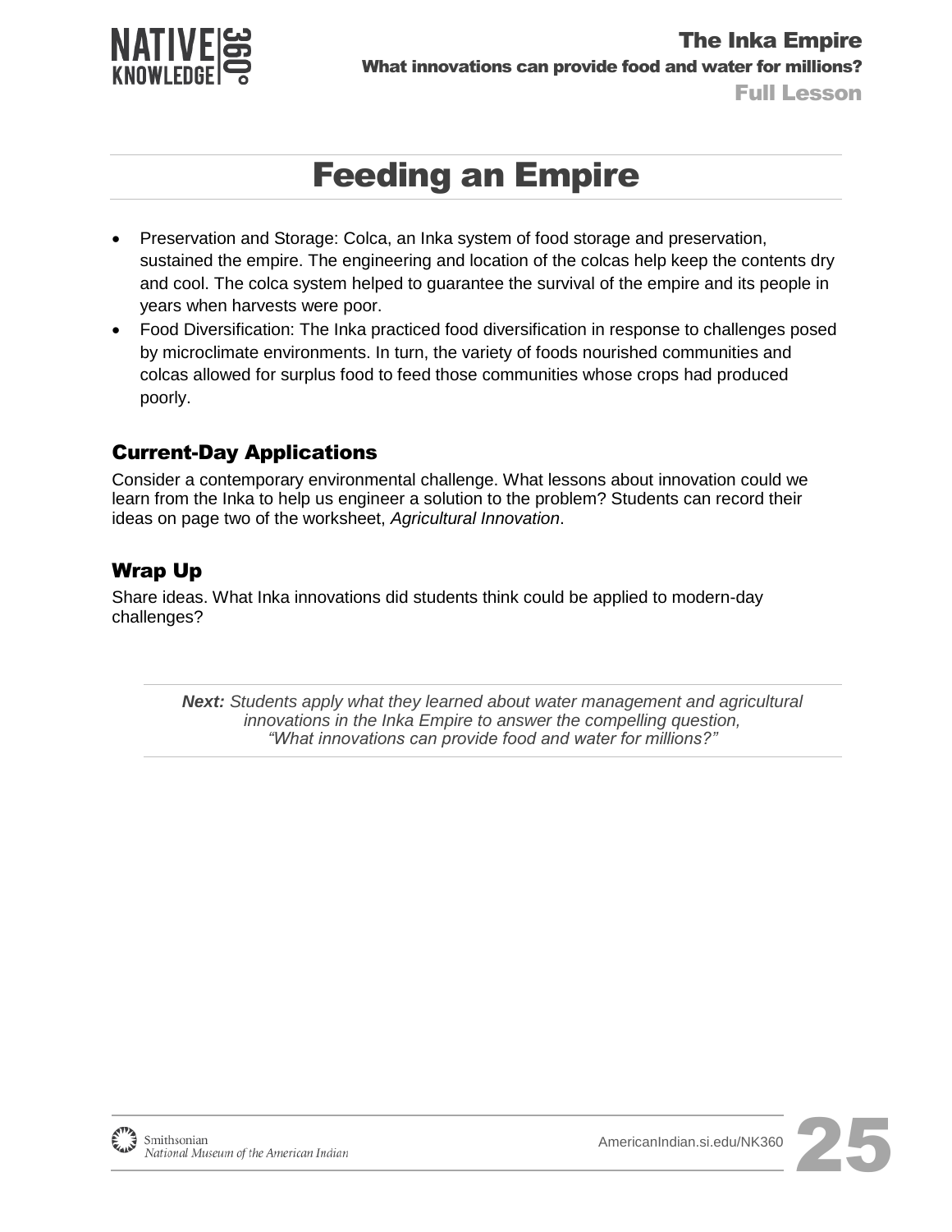# Feeding an Empire

- Preservation and Storage: Colca, an Inka system of food storage and preservation, sustained the empire. The engineering and location of the colcas help keep the contents dry and cool. The colca system helped to guarantee the survival of the empire and its people in years when harvests were poor.
- Food Diversification: The Inka practiced food diversification in response to challenges posed by microclimate environments. In turn, the variety of foods nourished communities and colcas allowed for surplus food to feed those communities whose crops had produced poorly.

## Current-Day Applications

Consider a contemporary environmental challenge. What lessons about innovation could we learn from the Inka to help us engineer a solution to the problem? Students can record their ideas on page two of the worksheet, *Agricultural Innovation*.

## Wrap Up

Share ideas. What Inka innovations did students think could be applied to modern-day challenges?

***Next:*** *Students apply what they learned about water management and agricultural innovations in the Inka Empire to answer the compelling question, "What innovations can provide food and water for millions?"*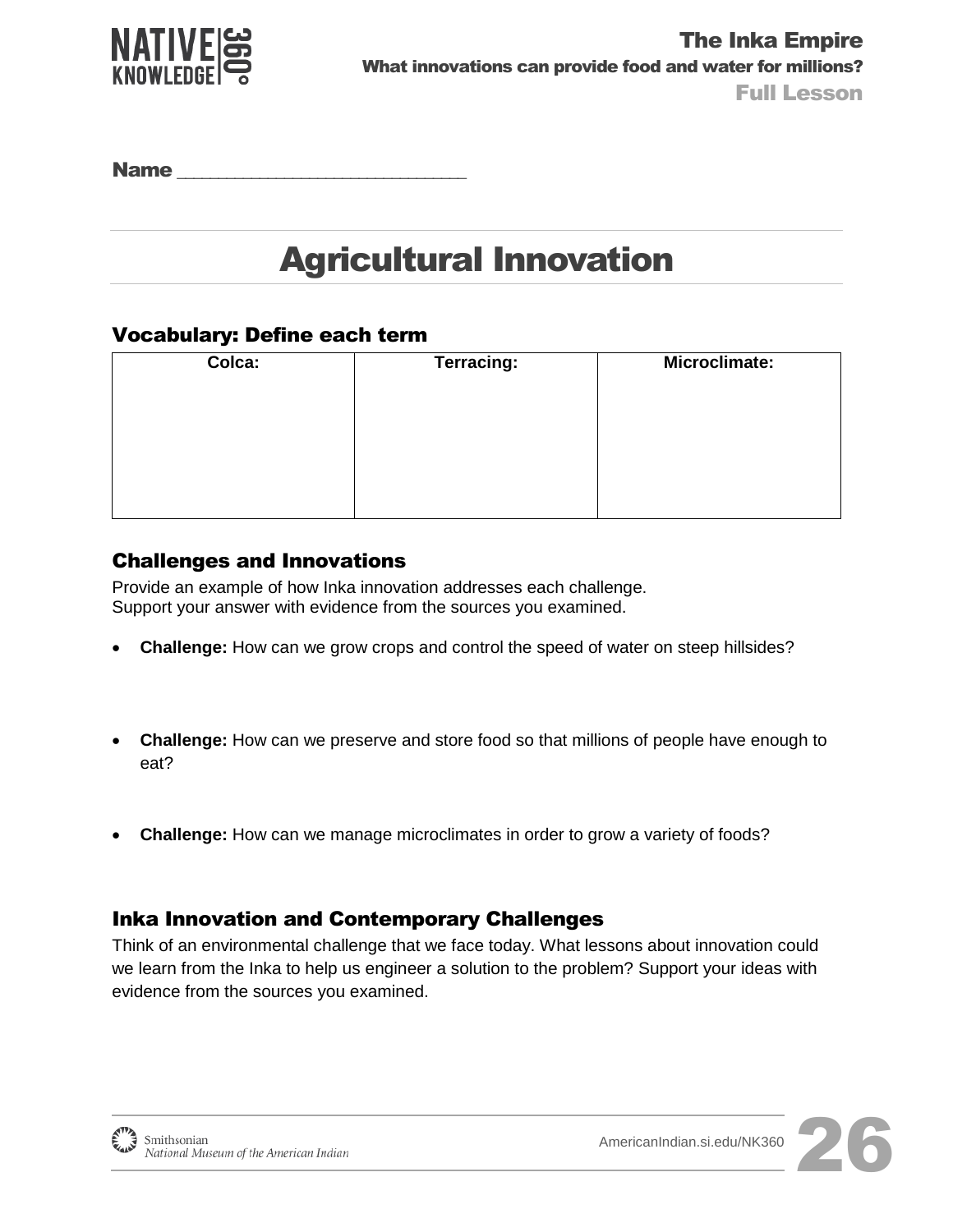Name ______________________________

# Agricultural Innovation

### Vocabulary: Define each term

| Colca: | Terracing: | Microclimate: |
|---|---|---|
| | | |

### Challenges and Innovations

Provide an example of how Inka innovation addresses each challenge.
Support your answer with evidence from the sources you examined.

- **Challenge:** How can we grow crops and control the speed of water on steep hillsides?

- **Challenge:** How can we preserve and store food so that millions of people have enough to eat?

- **Challenge:** How can we manage microclimates in order to grow a variety of foods?

### Inka Innovation and Contemporary Challenges

Think of an environmental challenge that we face today. What lessons about innovation could we learn from the Inka to help us engineer a solution to the problem? Support your ideas with evidence from the sources you examined.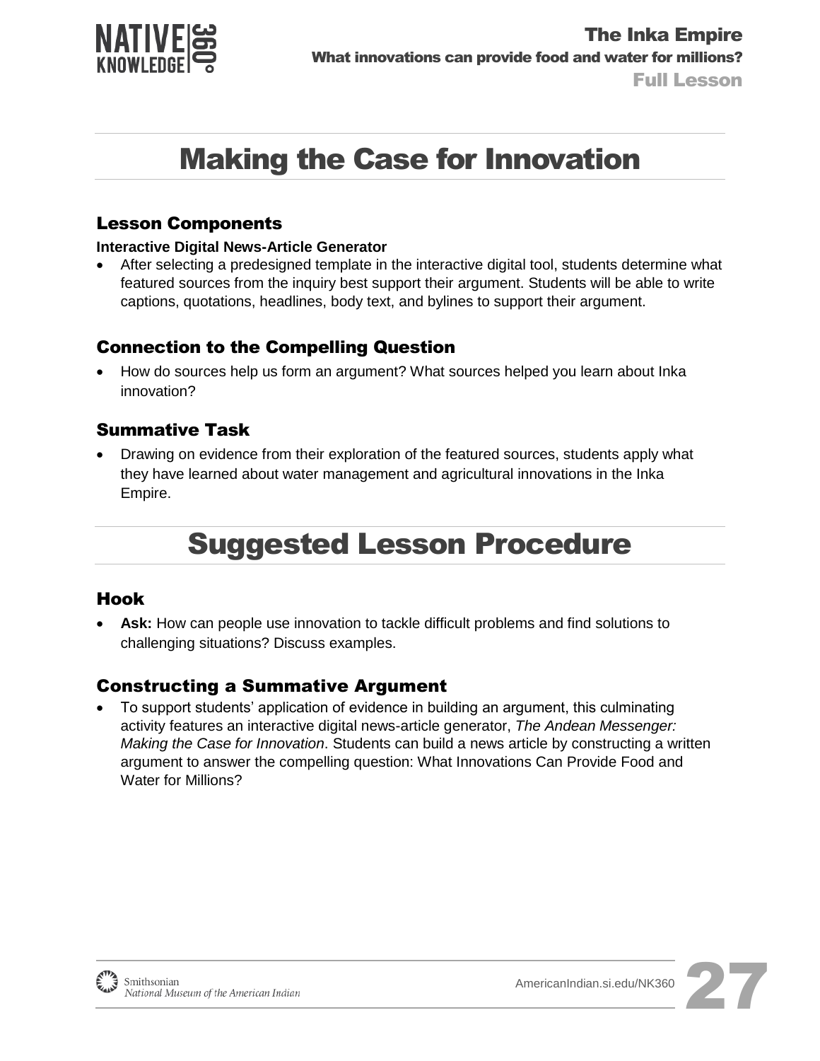# Making the Case for Innovation

## Lesson Components

**Interactive Digital News-Article Generator**

- After selecting a predesigned template in the interactive digital tool, students determine what featured sources from the inquiry best support their argument. Students will be able to write captions, quotations, headlines, body text, and bylines to support their argument.

## Connection to the Compelling Question

- How do sources help us form an argument? What sources helped you learn about Inka innovation?

## Summative Task

- Drawing on evidence from their exploration of the featured sources, students apply what they have learned about water management and agricultural innovations in the Inka Empire.

# Suggested Lesson Procedure

## Hook

- **Ask:** How can people use innovation to tackle difficult problems and find solutions to challenging situations? Discuss examples.

## Constructing a Summative Argument

- To support students' application of evidence in building an argument, this culminating activity features an interactive digital news-article generator, *The Andean Messenger: Making the Case for Innovation*. Students can build a news article by constructing a written argument to answer the compelling question: What Innovations Can Provide Food and Water for Millions?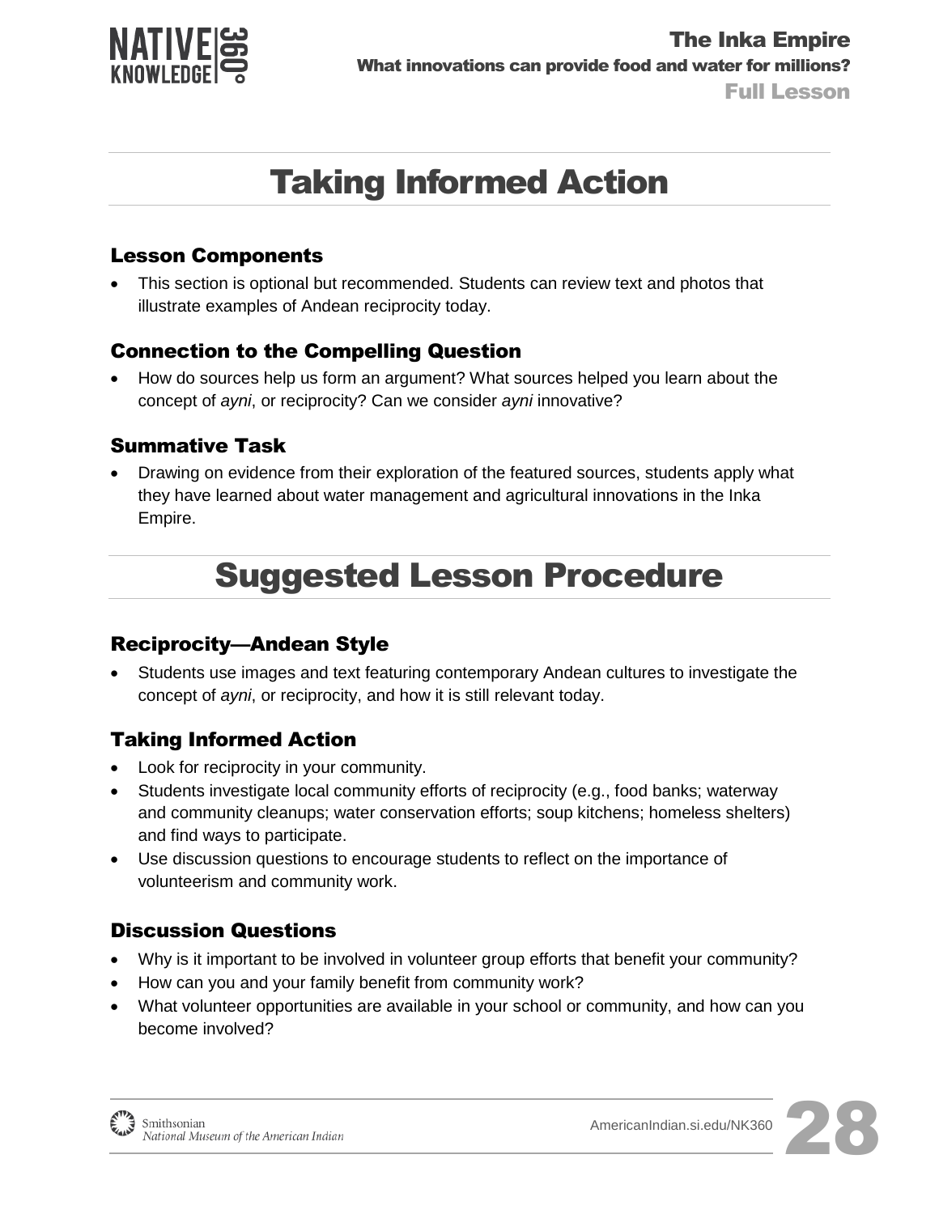# Taking Informed Action

## Lesson Components

- This section is optional but recommended. Students can review text and photos that illustrate examples of Andean reciprocity today.

## Connection to the Compelling Question

- How do sources help us form an argument? What sources helped you learn about the concept of *ayni*, or reciprocity? Can we consider *ayni* innovative?

## Summative Task

- Drawing on evidence from their exploration of the featured sources, students apply what they have learned about water management and agricultural innovations in the Inka Empire.

# Suggested Lesson Procedure

## Reciprocity—Andean Style

- Students use images and text featuring contemporary Andean cultures to investigate the concept of *ayni*, or reciprocity, and how it is still relevant today.

## Taking Informed Action

- Look for reciprocity in your community.
- Students investigate local community efforts of reciprocity (e.g., food banks; waterway and community cleanups; water conservation efforts; soup kitchens; homeless shelters) and find ways to participate.
- Use discussion questions to encourage students to reflect on the importance of volunteerism and community work.

## Discussion Questions

- Why is it important to be involved in volunteer group efforts that benefit your community?
- How can you and your family benefit from community work?
- What volunteer opportunities are available in your school or community, and how can you become involved?